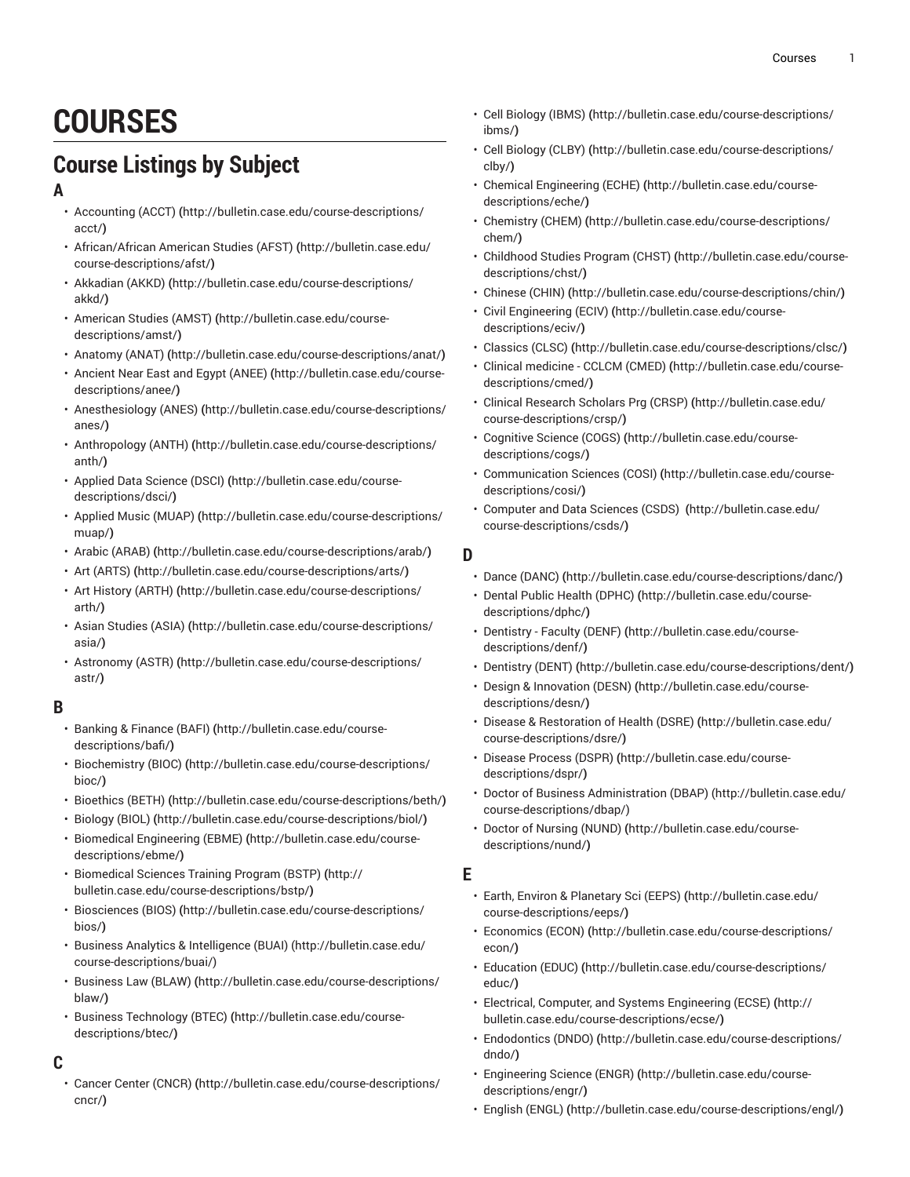# COURSES

## Course Listings by Subject

### A

- Accounting (ACCT) (http://bulletin.case.edu/course-descriptions/acct/)
- African/African American Studies (AFST) (http://bulletin.case.edu/course-descriptions/afst/)
- Akkadian (AKKD) (http://bulletin.case.edu/course-descriptions/akkd/)
- American Studies (AMST) (http://bulletin.case.edu/course-descriptions/amst/)
- Anatomy (ANAT) (http://bulletin.case.edu/course-descriptions/anat/)
- Ancient Near East and Egypt (ANEE) (http://bulletin.case.edu/course-descriptions/anee/)
- Anesthesiology (ANES) (http://bulletin.case.edu/course-descriptions/anes/)
- Anthropology (ANTH) (http://bulletin.case.edu/course-descriptions/anth/)
- Applied Data Science (DSCI) (http://bulletin.case.edu/course-descriptions/dsci/)
- Applied Music (MUAP) (http://bulletin.case.edu/course-descriptions/muap/)
- Arabic (ARAB) (http://bulletin.case.edu/course-descriptions/arab/)
- Art (ARTS) (http://bulletin.case.edu/course-descriptions/arts/)
- Art History (ARTH) (http://bulletin.case.edu/course-descriptions/arth/)
- Asian Studies (ASIA) (http://bulletin.case.edu/course-descriptions/asia/)
- Astronomy (ASTR) (http://bulletin.case.edu/course-descriptions/astr/)

### B

- Banking & Finance (BAFI) (http://bulletin.case.edu/course-descriptions/bafi/)
- Biochemistry (BIOC) (http://bulletin.case.edu/course-descriptions/bioc/)
- Bioethics (BETH) (http://bulletin.case.edu/course-descriptions/beth/)
- Biology (BIOL) (http://bulletin.case.edu/course-descriptions/biol/)
- Biomedical Engineering (EBME) (http://bulletin.case.edu/course-descriptions/ebme/)
- Biomedical Sciences Training Program (BSTP) (http://bulletin.case.edu/course-descriptions/bstp/)
- Biosciences (BIOS) (http://bulletin.case.edu/course-descriptions/bios/)
- Business Analytics & Intelligence (BUAI) (http://bulletin.case.edu/course-descriptions/buai/)
- Business Law (BLAW) (http://bulletin.case.edu/course-descriptions/blaw/)
- Business Technology (BTEC) (http://bulletin.case.edu/course-descriptions/btec/)

### C

- Cancer Center (CNCR) (http://bulletin.case.edu/course-descriptions/cncr/)
- Cell Biology (IBMS) (http://bulletin.case.edu/course-descriptions/ibms/)
- Cell Biology (CLBY) (http://bulletin.case.edu/course-descriptions/clby/)
- Chemical Engineering (ECHE) (http://bulletin.case.edu/course-descriptions/eche/)
- Chemistry (CHEM) (http://bulletin.case.edu/course-descriptions/chem/)
- Childhood Studies Program (CHST) (http://bulletin.case.edu/course-descriptions/chst/)
- Chinese (CHIN) (http://bulletin.case.edu/course-descriptions/chin/)
- Civil Engineering (ECIV) (http://bulletin.case.edu/course-descriptions/eciv/)
- Classics (CLSC) (http://bulletin.case.edu/course-descriptions/clsc/)
- Clinical medicine - CCLCM (CMED) (http://bulletin.case.edu/course-descriptions/cmed/)
- Clinical Research Scholars Prg (CRSP) (http://bulletin.case.edu/course-descriptions/crsp/)
- Cognitive Science (COGS) (http://bulletin.case.edu/course-descriptions/cogs/)
- Communication Sciences (COSI) (http://bulletin.case.edu/course-descriptions/cosi/)
- Computer and Data Sciences (CSDS) (http://bulletin.case.edu/course-descriptions/csds/)

### D

- Dance (DANC) (http://bulletin.case.edu/course-descriptions/danc/)
- Dental Public Health (DPHC) (http://bulletin.case.edu/course-descriptions/dphc/)
- Dentistry - Faculty (DENF) (http://bulletin.case.edu/course-descriptions/denf/)
- Dentistry (DENT) (http://bulletin.case.edu/course-descriptions/dent/)
- Design & Innovation (DESN) (http://bulletin.case.edu/course-descriptions/desn/)
- Disease & Restoration of Health (DSRE) (http://bulletin.case.edu/course-descriptions/dsre/)
- Disease Process (DSPR) (http://bulletin.case.edu/course-descriptions/dspr/)
- Doctor of Business Administration (DBAP) (http://bulletin.case.edu/course-descriptions/dbap/)
- Doctor of Nursing (NUND) (http://bulletin.case.edu/course-descriptions/nund/)

### E

- Earth, Environ & Planetary Sci (EEPS) (http://bulletin.case.edu/course-descriptions/eeps/)
- Economics (ECON) (http://bulletin.case.edu/course-descriptions/econ/)
- Education (EDUC) (http://bulletin.case.edu/course-descriptions/educ/)
- Electrical, Computer, and Systems Engineering (ECSE) (http://bulletin.case.edu/course-descriptions/ecse/)
- Endodontics (DNDO) (http://bulletin.case.edu/course-descriptions/dndo/)
- Engineering Science (ENGR) (http://bulletin.case.edu/course-descriptions/engr/)
- English (ENGL) (http://bulletin.case.edu/course-descriptions/engl/)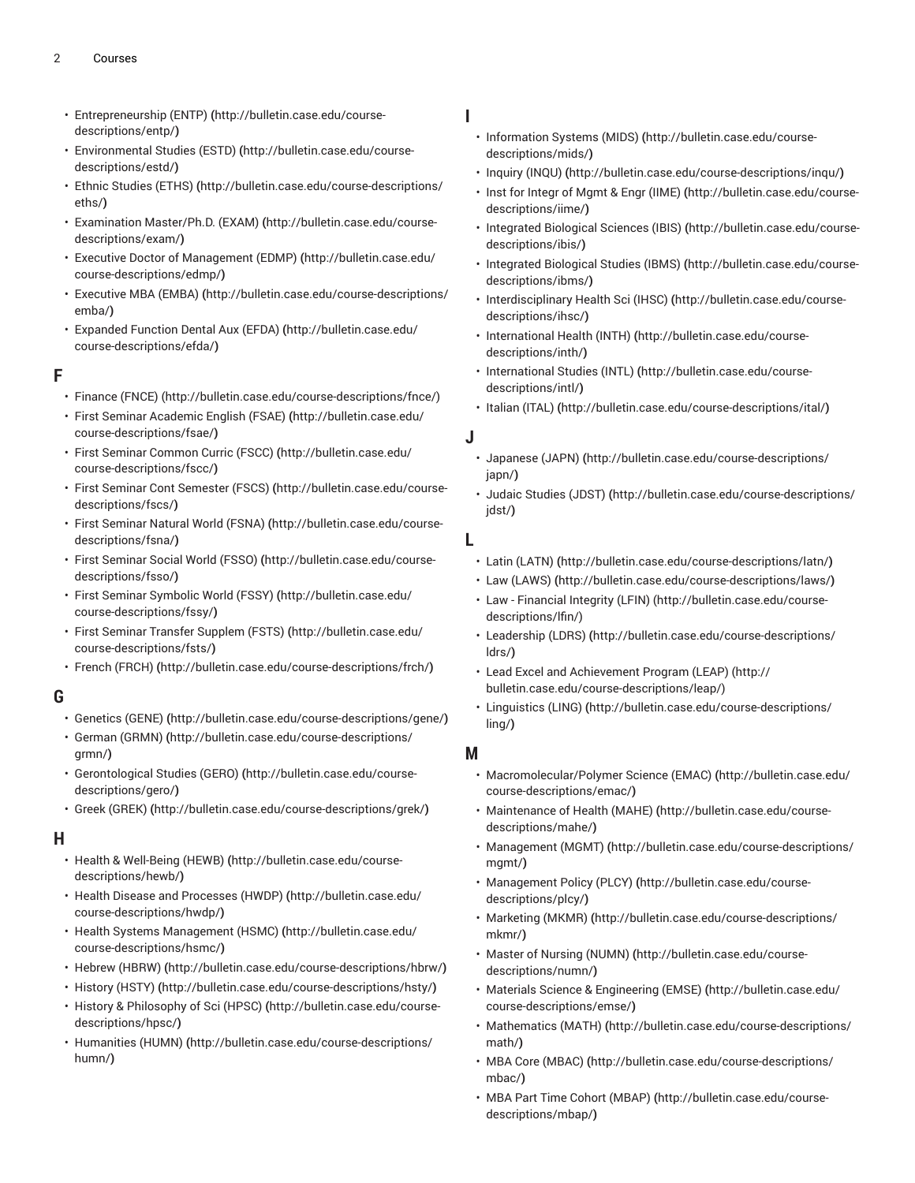- Entrepreneurship (ENTP) (http://bulletin.case.edu/course-descriptions/entp/)
- Environmental Studies (ESTD) (http://bulletin.case.edu/course-descriptions/estd/)
- Ethnic Studies (ETHS) (http://bulletin.case.edu/course-descriptions/eths/)
- Examination Master/Ph.D. (EXAM) (http://bulletin.case.edu/course-descriptions/exam/)
- Executive Doctor of Management (EDMP) (http://bulletin.case.edu/course-descriptions/edmp/)
- Executive MBA (EMBA) (http://bulletin.case.edu/course-descriptions/emba/)
- Expanded Function Dental Aux (EFDA) (http://bulletin.case.edu/course-descriptions/efda/)

## F

- Finance (FNCE) (http://bulletin.case.edu/course-descriptions/fnce/)
- First Seminar Academic English (FSAE) (http://bulletin.case.edu/course-descriptions/fsae/)
- First Seminar Common Curric (FSCC) (http://bulletin.case.edu/course-descriptions/fscc/)
- First Seminar Cont Semester (FSCS) (http://bulletin.case.edu/course-descriptions/fscs/)
- First Seminar Natural World (FSNA) (http://bulletin.case.edu/course-descriptions/fsna/)
- First Seminar Social World (FSSO) (http://bulletin.case.edu/course-descriptions/fsso/)
- First Seminar Symbolic World (FSSY) (http://bulletin.case.edu/course-descriptions/fssy/)
- First Seminar Transfer Supplem (FSTS) (http://bulletin.case.edu/course-descriptions/fsts/)
- French (FRCH) (http://bulletin.case.edu/course-descriptions/frch/)

## G

- Genetics (GENE) (http://bulletin.case.edu/course-descriptions/gene/)
- German (GRMN) (http://bulletin.case.edu/course-descriptions/grmn/)
- Gerontological Studies (GERO) (http://bulletin.case.edu/course-descriptions/gero/)
- Greek (GREK) (http://bulletin.case.edu/course-descriptions/grek/)

## H

- Health & Well-Being (HEWB) (http://bulletin.case.edu/course-descriptions/hewb/)
- Health Disease and Processes (HWDP) (http://bulletin.case.edu/course-descriptions/hwdp/)
- Health Systems Management (HSMC) (http://bulletin.case.edu/course-descriptions/hsmc/)
- Hebrew (HBRW) (http://bulletin.case.edu/course-descriptions/hbrw/)
- History (HSTY) (http://bulletin.case.edu/course-descriptions/hsty/)
- History & Philosophy of Sci (HPSC) (http://bulletin.case.edu/course-descriptions/hpsc/)
- Humanities (HUMN) (http://bulletin.case.edu/course-descriptions/humn/)

## I

- Information Systems (MIDS) (http://bulletin.case.edu/course-descriptions/mids/)
- Inquiry (INQU) (http://bulletin.case.edu/course-descriptions/inqu/)
- Inst for Integr of Mgmt & Engr (IIME) (http://bulletin.case.edu/course-descriptions/iime/)
- Integrated Biological Sciences (IBIS) (http://bulletin.case.edu/course-descriptions/ibis/)
- Integrated Biological Studies (IBMS) (http://bulletin.case.edu/course-descriptions/ibms/)
- Interdisciplinary Health Sci (IHSC) (http://bulletin.case.edu/course-descriptions/ihsc/)
- International Health (INTH) (http://bulletin.case.edu/course-descriptions/inth/)
- International Studies (INTL) (http://bulletin.case.edu/course-descriptions/intl/)
- Italian (ITAL) (http://bulletin.case.edu/course-descriptions/ital/)

## J

- Japanese (JAPN) (http://bulletin.case.edu/course-descriptions/japn/)
- Judaic Studies (JDST) (http://bulletin.case.edu/course-descriptions/jdst/)

## L

- Latin (LATN) (http://bulletin.case.edu/course-descriptions/latn/)
- Law (LAWS) (http://bulletin.case.edu/course-descriptions/laws/)
- Law - Financial Integrity (LFIN) (http://bulletin.case.edu/course-descriptions/lfin/)
- Leadership (LDRS) (http://bulletin.case.edu/course-descriptions/ldrs/)
- Lead Excel and Achievement Program (LEAP) (http://bulletin.case.edu/course-descriptions/leap/)
- Linguistics (LING) (http://bulletin.case.edu/course-descriptions/ling/)

## M

- Macromolecular/Polymer Science (EMAC) (http://bulletin.case.edu/course-descriptions/emac/)
- Maintenance of Health (MAHE) (http://bulletin.case.edu/course-descriptions/mahe/)
- Management (MGMT) (http://bulletin.case.edu/course-descriptions/mgmt/)
- Management Policy (PLCY) (http://bulletin.case.edu/course-descriptions/plcy/)
- Marketing (MKMR) (http://bulletin.case.edu/course-descriptions/mkmr/)
- Master of Nursing (NUMN) (http://bulletin.case.edu/course-descriptions/numn/)
- Materials Science & Engineering (EMSE) (http://bulletin.case.edu/course-descriptions/emse/)
- Mathematics (MATH) (http://bulletin.case.edu/course-descriptions/math/)
- MBA Core (MBAC) (http://bulletin.case.edu/course-descriptions/mbac/)
- MBA Part Time Cohort (MBAP) (http://bulletin.case.edu/course-descriptions/mbap/)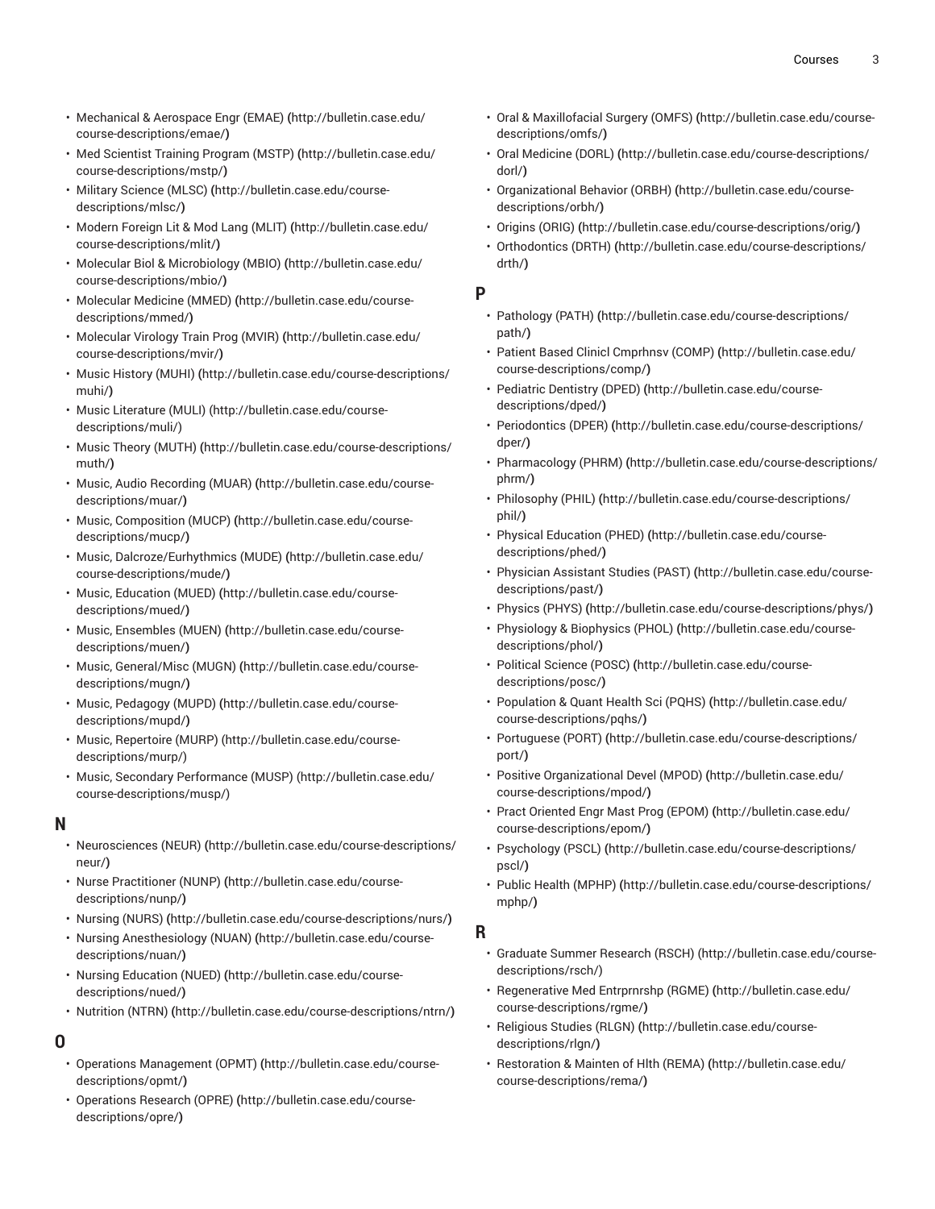- Mechanical & Aerospace Engr (EMAE) (http://bulletin.case.edu/course-descriptions/emae/)
- Med Scientist Training Program (MSTP) (http://bulletin.case.edu/course-descriptions/mstp/)
- Military Science (MLSC) (http://bulletin.case.edu/course-descriptions/mlsc/)
- Modern Foreign Lit & Mod Lang (MLIT) (http://bulletin.case.edu/course-descriptions/mlit/)
- Molecular Biol & Microbiology (MBIO) (http://bulletin.case.edu/course-descriptions/mbio/)
- Molecular Medicine (MMED) (http://bulletin.case.edu/course-descriptions/mmed/)
- Molecular Virology Train Prog (MVIR) (http://bulletin.case.edu/course-descriptions/mvir/)
- Music History (MUHI) (http://bulletin.case.edu/course-descriptions/muhi/)
- Music Literature (MULI) (http://bulletin.case.edu/course-descriptions/muli/)
- Music Theory (MUTH) (http://bulletin.case.edu/course-descriptions/muth/)
- Music, Audio Recording (MUAR) (http://bulletin.case.edu/course-descriptions/muar/)
- Music, Composition (MUCP) (http://bulletin.case.edu/course-descriptions/mucp/)
- Music, Dalcroze/Eurhythmics (MUDE) (http://bulletin.case.edu/course-descriptions/mude/)
- Music, Education (MUED) (http://bulletin.case.edu/course-descriptions/mued/)
- Music, Ensembles (MUEN) (http://bulletin.case.edu/course-descriptions/muen/)
- Music, General/Misc (MUGN) (http://bulletin.case.edu/course-descriptions/mugn/)
- Music, Pedagogy (MUPD) (http://bulletin.case.edu/course-descriptions/mupd/)
- Music, Repertoire (MURP) (http://bulletin.case.edu/course-descriptions/murp/)
- Music, Secondary Performance (MUSP) (http://bulletin.case.edu/course-descriptions/musp/)

## N

- Neurosciences (NEUR) (http://bulletin.case.edu/course-descriptions/neur/)
- Nurse Practitioner (NUNP) (http://bulletin.case.edu/course-descriptions/nunp/)
- Nursing (NURS) (http://bulletin.case.edu/course-descriptions/nurs/)
- Nursing Anesthesiology (NUAN) (http://bulletin.case.edu/course-descriptions/nuan/)
- Nursing Education (NUED) (http://bulletin.case.edu/course-descriptions/nued/)
- Nutrition (NTRN) (http://bulletin.case.edu/course-descriptions/ntrn/)

## O

- Operations Management (OPMT) (http://bulletin.case.edu/course-descriptions/opmt/)
- Operations Research (OPRE) (http://bulletin.case.edu/course-descriptions/opre/)
- Oral & Maxillofacial Surgery (OMFS) (http://bulletin.case.edu/course-descriptions/omfs/)
- Oral Medicine (DORL) (http://bulletin.case.edu/course-descriptions/dorl/)
- Organizational Behavior (ORBH) (http://bulletin.case.edu/course-descriptions/orbh/)
- Origins (ORIG) (http://bulletin.case.edu/course-descriptions/orig/)
- Orthodontics (DRTH) (http://bulletin.case.edu/course-descriptions/drth/)

## P

- Pathology (PATH) (http://bulletin.case.edu/course-descriptions/path/)
- Patient Based Clinicl Cmprhnsv (COMP) (http://bulletin.case.edu/course-descriptions/comp/)
- Pediatric Dentistry (DPED) (http://bulletin.case.edu/course-descriptions/dped/)
- Periodontics (DPER) (http://bulletin.case.edu/course-descriptions/dper/)
- Pharmacology (PHRM) (http://bulletin.case.edu/course-descriptions/phrm/)
- Philosophy (PHIL) (http://bulletin.case.edu/course-descriptions/phil/)
- Physical Education (PHED) (http://bulletin.case.edu/course-descriptions/phed/)
- Physician Assistant Studies (PAST) (http://bulletin.case.edu/course-descriptions/past/)
- Physics (PHYS) (http://bulletin.case.edu/course-descriptions/phys/)
- Physiology & Biophysics (PHOL) (http://bulletin.case.edu/course-descriptions/phol/)
- Political Science (POSC) (http://bulletin.case.edu/course-descriptions/posc/)
- Population & Quant Health Sci (PQHS) (http://bulletin.case.edu/course-descriptions/pqhs/)
- Portuguese (PORT) (http://bulletin.case.edu/course-descriptions/port/)
- Positive Organizational Devel (MPOD) (http://bulletin.case.edu/course-descriptions/mpod/)
- Pract Oriented Engr Mast Prog (EPOM) (http://bulletin.case.edu/course-descriptions/epom/)
- Psychology (PSCL) (http://bulletin.case.edu/course-descriptions/pscl/)
- Public Health (MPHP) (http://bulletin.case.edu/course-descriptions/mphp/)

## R

- Graduate Summer Research (RSCH) (http://bulletin.case.edu/course-descriptions/rsch/)
- Regenerative Med Entrprnrshp (RGME) (http://bulletin.case.edu/course-descriptions/rgme/)
- Religious Studies (RLGN) (http://bulletin.case.edu/course-descriptions/rlgn/)
- Restoration & Mainten of Hlth (REMA) (http://bulletin.case.edu/course-descriptions/rema/)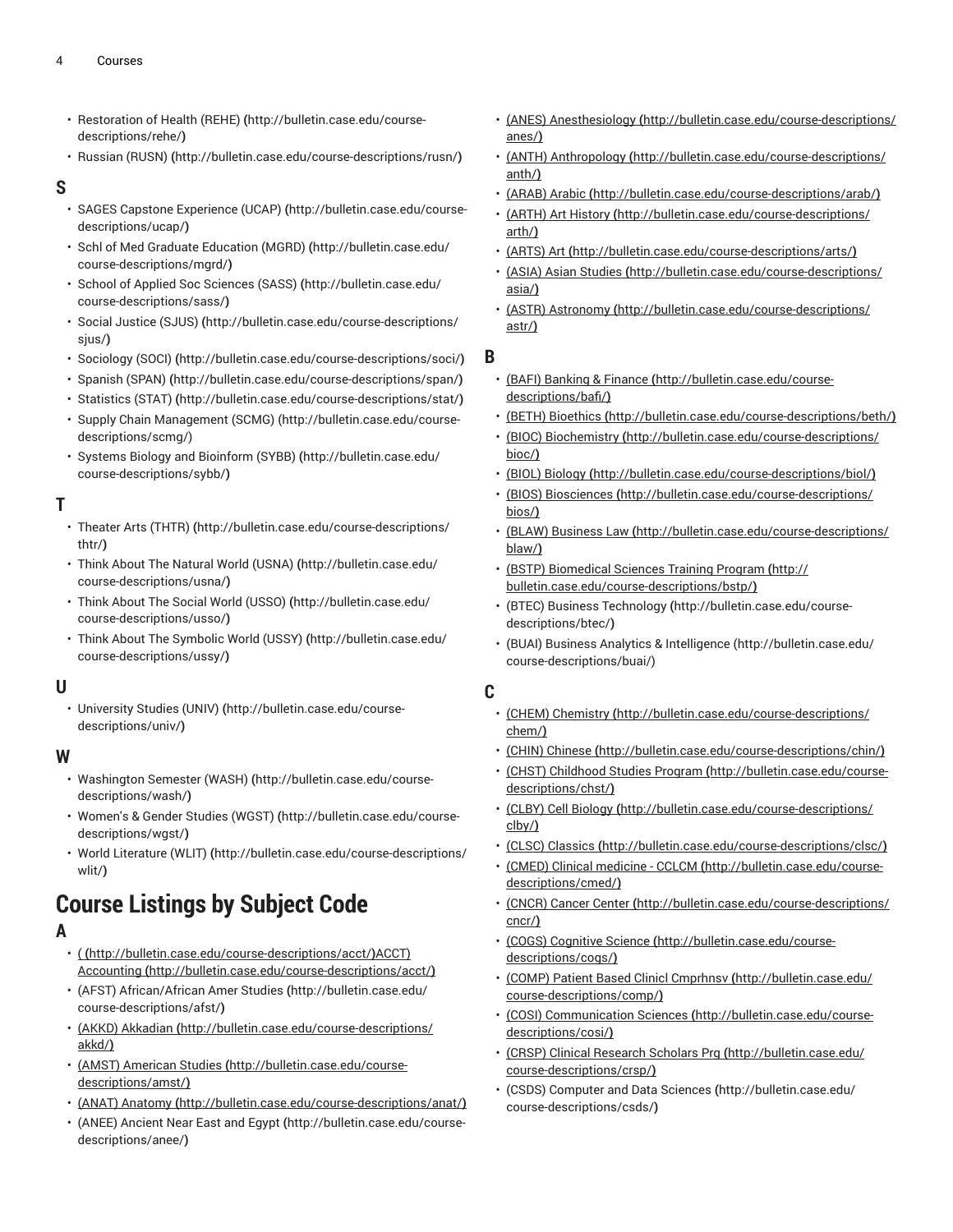- Restoration of Health (REHE) (http://bulletin.case.edu/course-descriptions/rehe/)
- Russian (RUSN) (http://bulletin.case.edu/course-descriptions/rusn/)

**S**

- SAGES Capstone Experience (UCAP) (http://bulletin.case.edu/course-descriptions/ucap/)
- Schl of Med Graduate Education (MGRD) (http://bulletin.case.edu/course-descriptions/mgrd/)
- School of Applied Soc Sciences (SASS) (http://bulletin.case.edu/course-descriptions/sass/)
- Social Justice (SJUS) (http://bulletin.case.edu/course-descriptions/sjus/)
- Sociology (SOCI) (http://bulletin.case.edu/course-descriptions/soci/)
- Spanish (SPAN) (http://bulletin.case.edu/course-descriptions/span/)
- Statistics (STAT) (http://bulletin.case.edu/course-descriptions/stat/)
- Supply Chain Management (SCMG) (http://bulletin.case.edu/course-descriptions/scmg/)
- Systems Biology and Bioinform (SYBB) (http://bulletin.case.edu/course-descriptions/sybb/)

**T**

- Theater Arts (THTR) (http://bulletin.case.edu/course-descriptions/thtr/)
- Think About The Natural World (USNA) (http://bulletin.case.edu/course-descriptions/usna/)
- Think About The Social World (USSO) (http://bulletin.case.edu/course-descriptions/usso/)
- Think About The Symbolic World (USSY) (http://bulletin.case.edu/course-descriptions/ussy/)

**U**

- University Studies (UNIV) (http://bulletin.case.edu/course-descriptions/univ/)

**W**

- Washington Semester (WASH) (http://bulletin.case.edu/course-descriptions/wash/)
- Women's & Gender Studies (WGST) (http://bulletin.case.edu/course-descriptions/wgst/)
- World Literature (WLIT) (http://bulletin.case.edu/course-descriptions/wlit/)

# Course Listings by Subject Code

**A**

- ( (http://bulletin.case.edu/course-descriptions/acct/)ACCT) Accounting (http://bulletin.case.edu/course-descriptions/acct/)
- (AFST) African/African Amer Studies (http://bulletin.case.edu/course-descriptions/afst/)
- (AKKD) Akkadian (http://bulletin.case.edu/course-descriptions/akkd/)
- (AMST) American Studies (http://bulletin.case.edu/course-descriptions/amst/)
- (ANAT) Anatomy (http://bulletin.case.edu/course-descriptions/anat/)
- (ANEE) Ancient Near East and Egypt (http://bulletin.case.edu/course-descriptions/anee/)
- (ANES) Anesthesiology (http://bulletin.case.edu/course-descriptions/anes/)
- (ANTH) Anthropology (http://bulletin.case.edu/course-descriptions/anth/)
- (ARAB) Arabic (http://bulletin.case.edu/course-descriptions/arab/)
- (ARTH) Art History (http://bulletin.case.edu/course-descriptions/arth/)
- (ARTS) Art (http://bulletin.case.edu/course-descriptions/arts/)
- (ASIA) Asian Studies (http://bulletin.case.edu/course-descriptions/asia/)
- (ASTR) Astronomy (http://bulletin.case.edu/course-descriptions/astr/)

**B**

- (BAFI) Banking & Finance (http://bulletin.case.edu/course-descriptions/bafi/)
- (BETH) Bioethics (http://bulletin.case.edu/course-descriptions/beth/)
- (BIOC) Biochemistry (http://bulletin.case.edu/course-descriptions/bioc/)
- (BIOL) Biology (http://bulletin.case.edu/course-descriptions/biol/)
- (BIOS) Biosciences (http://bulletin.case.edu/course-descriptions/bios/)
- (BLAW) Business Law (http://bulletin.case.edu/course-descriptions/blaw/)
- (BSTP) Biomedical Sciences Training Program (http://bulletin.case.edu/course-descriptions/bstp/)
- (BTEC) Business Technology (http://bulletin.case.edu/course-descriptions/btec/)
- (BUAI) Business Analytics & Intelligence (http://bulletin.case.edu/course-descriptions/buai/)

**C**

- (CHEM) Chemistry (http://bulletin.case.edu/course-descriptions/chem/)
- (CHIN) Chinese (http://bulletin.case.edu/course-descriptions/chin/)
- (CHST) Childhood Studies Program (http://bulletin.case.edu/course-descriptions/chst/)
- (CLBY) Cell Biology (http://bulletin.case.edu/course-descriptions/clby/)
- (CLSC) Classics (http://bulletin.case.edu/course-descriptions/clsc/)
- (CMED) Clinical medicine - CCLCM (http://bulletin.case.edu/course-descriptions/cmed/)
- (CNCR) Cancer Center (http://bulletin.case.edu/course-descriptions/cncr/)
- (COGS) Cognitive Science (http://bulletin.case.edu/course-descriptions/cogs/)
- (COMP) Patient Based Clinicl Cmprhnsv (http://bulletin.case.edu/course-descriptions/comp/)
- (COSI) Communication Sciences (http://bulletin.case.edu/course-descriptions/cosi/)
- (CRSP) Clinical Research Scholars Prg (http://bulletin.case.edu/course-descriptions/crsp/)
- (CSDS) Computer and Data Sciences (http://bulletin.case.edu/course-descriptions/csds/)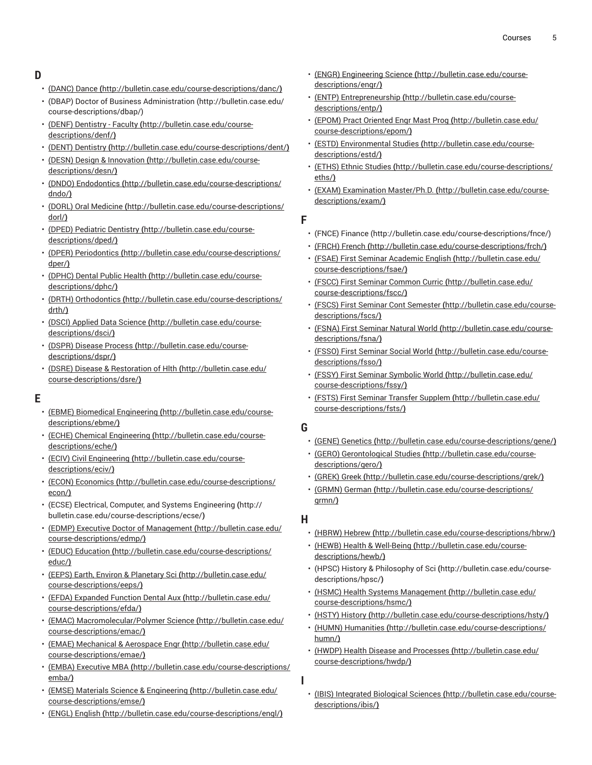## D

- (DANC) Dance (http://bulletin.case.edu/course-descriptions/danc/)
- (DBAP) Doctor of Business Administration (http://bulletin.case.edu/course-descriptions/dbap/)
- (DENF) Dentistry - Faculty (http://bulletin.case.edu/course-descriptions/denf/)
- (DENT) Dentistry (http://bulletin.case.edu/course-descriptions/dent/)
- (DESN) Design & Innovation (http://bulletin.case.edu/course-descriptions/desn/)
- (DNDO) Endodontics (http://bulletin.case.edu/course-descriptions/dndo/)
- (DORL) Oral Medicine (http://bulletin.case.edu/course-descriptions/dorl/)
- (DPED) Pediatric Dentistry (http://bulletin.case.edu/course-descriptions/dped/)
- (DPER) Periodontics (http://bulletin.case.edu/course-descriptions/dper/)
- (DPHC) Dental Public Health (http://bulletin.case.edu/course-descriptions/dphc/)
- (DRTH) Orthodontics (http://bulletin.case.edu/course-descriptions/drth/)
- (DSCI) Applied Data Science (http://bulletin.case.edu/course-descriptions/dsci/)
- (DSPR) Disease Process (http://bulletin.case.edu/course-descriptions/dspr/)
- (DSRE) Disease & Restoration of Hlth (http://bulletin.case.edu/course-descriptions/dsre/)

## E

- (EBME) Biomedical Engineering (http://bulletin.case.edu/course-descriptions/ebme/)
- (ECHE) Chemical Engineering (http://bulletin.case.edu/course-descriptions/eche/)
- (ECIV) Civil Engineering (http://bulletin.case.edu/course-descriptions/eciv/)
- (ECON) Economics (http://bulletin.case.edu/course-descriptions/econ/)
- (ECSE) Electrical, Computer, and Systems Engineering (http://bulletin.case.edu/course-descriptions/ecse/)
- (EDMP) Executive Doctor of Management (http://bulletin.case.edu/course-descriptions/edmp/)
- (EDUC) Education (http://bulletin.case.edu/course-descriptions/educ/)
- (EEPS) Earth, Environ & Planetary Sci (http://bulletin.case.edu/course-descriptions/eeps/)
- (EFDA) Expanded Function Dental Aux (http://bulletin.case.edu/course-descriptions/efda/)
- (EMAC) Macromolecular/Polymer Science (http://bulletin.case.edu/course-descriptions/emac/)
- (EMAE) Mechanical & Aerospace Engr (http://bulletin.case.edu/course-descriptions/emae/)
- (EMBA) Executive MBA (http://bulletin.case.edu/course-descriptions/emba/)
- (EMSE) Materials Science & Engineering (http://bulletin.case.edu/course-descriptions/emse/)
- (ENGL) English (http://bulletin.case.edu/course-descriptions/engl/)
- (ENGR) Engineering Science (http://bulletin.case.edu/course-descriptions/engr/)
- (ENTP) Entrepreneurship (http://bulletin.case.edu/course-descriptions/entp/)
- (EPOM) Pract Oriented Engr Mast Prog (http://bulletin.case.edu/course-descriptions/epom/)
- (ESTD) Environmental Studies (http://bulletin.case.edu/course-descriptions/estd/)
- (ETHS) Ethnic Studies (http://bulletin.case.edu/course-descriptions/eths/)
- (EXAM) Examination Master/Ph.D. (http://bulletin.case.edu/course-descriptions/exam/)

## F

- (FNCE) Finance (http://bulletin.case.edu/course-descriptions/fnce/)
- (FRCH) French (http://bulletin.case.edu/course-descriptions/frch/)
- (FSAE) First Seminar Academic English (http://bulletin.case.edu/course-descriptions/fsae/)
- (FSCC) First Seminar Common Curric (http://bulletin.case.edu/course-descriptions/fscc/)
- (FSCS) First Seminar Cont Semester (http://bulletin.case.edu/course-descriptions/fscs/)
- (FSNA) First Seminar Natural World (http://bulletin.case.edu/course-descriptions/fsna/)
- (FSSO) First Seminar Social World (http://bulletin.case.edu/course-descriptions/fsso/)
- (FSSY) First Seminar Symbolic World (http://bulletin.case.edu/course-descriptions/fssy/)
- (FSTS) First Seminar Transfer Supplem (http://bulletin.case.edu/course-descriptions/fsts/)

## G

- (GENE) Genetics (http://bulletin.case.edu/course-descriptions/gene/)
- (GERO) Gerontological Studies (http://bulletin.case.edu/course-descriptions/gero/)
- (GREK) Greek (http://bulletin.case.edu/course-descriptions/grek/)
- (GRMN) German (http://bulletin.case.edu/course-descriptions/grmn/)

## H

- (HBRW) Hebrew (http://bulletin.case.edu/course-descriptions/hbrw/)
- (HEWB) Health & Well-Being (http://bulletin.case.edu/course-descriptions/hewb/)
- (HPSC) History & Philosophy of Sci (http://bulletin.case.edu/course-descriptions/hpsc/)
- (HSMC) Health Systems Management (http://bulletin.case.edu/course-descriptions/hsmc/)
- (HSTY) History (http://bulletin.case.edu/course-descriptions/hsty/)
- (HUMN) Humanities (http://bulletin.case.edu/course-descriptions/humn/)
- (HWDP) Health Disease and Processes (http://bulletin.case.edu/course-descriptions/hwdp/)

## I

- (IBIS) Integrated Biological Sciences (http://bulletin.case.edu/course-descriptions/ibis/)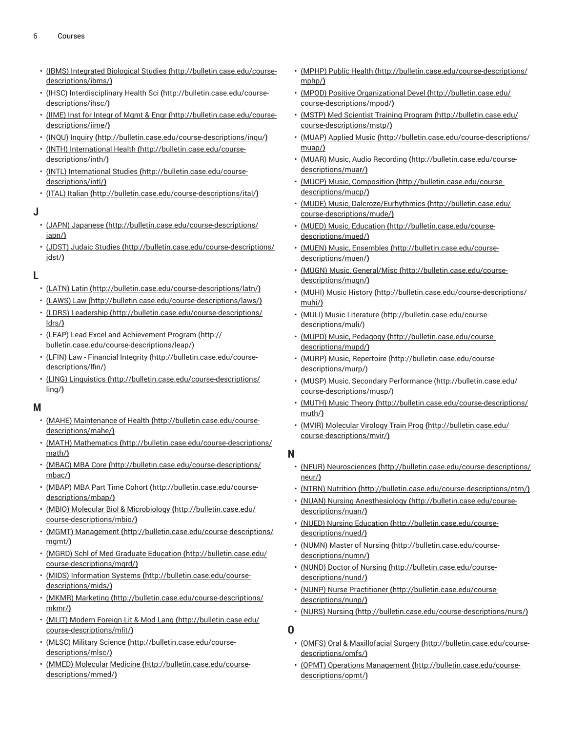- (IBMS) Integrated Biological Studies (http://bulletin.case.edu/course-descriptions/ibms/)
- (IHSC) Interdisciplinary Health Sci (http://bulletin.case.edu/course-descriptions/ihsc/)
- (IIME) Inst for Integr of Mgmt & Engr (http://bulletin.case.edu/course-descriptions/iime/)
- (INQU) Inquiry (http://bulletin.case.edu/course-descriptions/inqu/)
- (INTH) International Health (http://bulletin.case.edu/course-descriptions/inth/)
- (INTL) International Studies (http://bulletin.case.edu/course-descriptions/intl/)
- (ITAL) Italian (http://bulletin.case.edu/course-descriptions/ital/)

## J

- (JAPN) Japanese (http://bulletin.case.edu/course-descriptions/japn/)
- (JDST) Judaic Studies (http://bulletin.case.edu/course-descriptions/jdst/)

## L

- (LATN) Latin (http://bulletin.case.edu/course-descriptions/latn/)
- (LAWS) Law (http://bulletin.case.edu/course-descriptions/laws/)
- (LDRS) Leadership (http://bulletin.case.edu/course-descriptions/ldrs/)
- (LEAP) Lead Excel and Achievement Program (http://bulletin.case.edu/course-descriptions/leap/)
- (LFIN) Law - Financial Integrity (http://bulletin.case.edu/course-descriptions/lfin/)
- (LING) Linguistics (http://bulletin.case.edu/course-descriptions/ling/)

## M

- (MAHE) Maintenance of Health (http://bulletin.case.edu/course-descriptions/mahe/)
- (MATH) Mathematics (http://bulletin.case.edu/course-descriptions/math/)
- (MBAC) MBA Core (http://bulletin.case.edu/course-descriptions/mbac/)
- (MBAP) MBA Part Time Cohort (http://bulletin.case.edu/course-descriptions/mbap/)
- (MBIO) Molecular Biol & Microbiology (http://bulletin.case.edu/course-descriptions/mbio/)
- (MGMT) Management (http://bulletin.case.edu/course-descriptions/mgmt/)
- (MGRD) Schl of Med Graduate Education (http://bulletin.case.edu/course-descriptions/mgrd/)
- (MIDS) Information Systems (http://bulletin.case.edu/course-descriptions/mids/)
- (MKMR) Marketing (http://bulletin.case.edu/course-descriptions/mkmr/)
- (MLIT) Modern Foreign Lit & Mod Lang (http://bulletin.case.edu/course-descriptions/mlit/)
- (MLSC) Military Science (http://bulletin.case.edu/course-descriptions/mlsc/)
- (MMED) Molecular Medicine (http://bulletin.case.edu/course-descriptions/mmed/)
- (MPHP) Public Health (http://bulletin.case.edu/course-descriptions/mphp/)
- (MPOD) Positive Organizational Devel (http://bulletin.case.edu/course-descriptions/mpod/)
- (MSTP) Med Scientist Training Program (http://bulletin.case.edu/course-descriptions/mstp/)
- (MUAP) Applied Music (http://bulletin.case.edu/course-descriptions/muap/)
- (MUAR) Music, Audio Recording (http://bulletin.case.edu/course-descriptions/muar/)
- (MUCP) Music, Composition (http://bulletin.case.edu/course-descriptions/mucp/)
- (MUDE) Music, Dalcroze/Eurhythmics (http://bulletin.case.edu/course-descriptions/mude/)
- (MUED) Music, Education (http://bulletin.case.edu/course-descriptions/mued/)
- (MUEN) Music, Ensembles (http://bulletin.case.edu/course-descriptions/muen/)
- (MUGN) Music, General/Misc (http://bulletin.case.edu/course-descriptions/mugn/)
- (MUHI) Music History (http://bulletin.case.edu/course-descriptions/muhi/)
- (MULI) Music Literature (http://bulletin.case.edu/course-descriptions/muli/)
- (MUPD) Music, Pedagogy (http://bulletin.case.edu/course-descriptions/mupd/)
- (MURP) Music, Repertoire (http://bulletin.case.edu/course-descriptions/murp/)
- (MUSP) Music, Secondary Performance (http://bulletin.case.edu/course-descriptions/musp/)
- (MUTH) Music Theory (http://bulletin.case.edu/course-descriptions/muth/)
- (MVIR) Molecular Virology Train Prog (http://bulletin.case.edu/course-descriptions/mvir/)

## N

- (NEUR) Neurosciences (http://bulletin.case.edu/course-descriptions/neur/)
- (NTRN) Nutrition (http://bulletin.case.edu/course-descriptions/ntrn/)
- (NUAN) Nursing Anesthesiology (http://bulletin.case.edu/course-descriptions/nuan/)
- (NUED) Nursing Education (http://bulletin.case.edu/course-descriptions/nued/)
- (NUMN) Master of Nursing (http://bulletin.case.edu/course-descriptions/numn/)
- (NUND) Doctor of Nursing (http://bulletin.case.edu/course-descriptions/nund/)
- (NUNP) Nurse Practitioner (http://bulletin.case.edu/course-descriptions/nunp/)
- (NURS) Nursing (http://bulletin.case.edu/course-descriptions/nurs/)

## O

- (OMFS) Oral & Maxillofacial Surgery (http://bulletin.case.edu/course-descriptions/omfs/)
- (OPMT) Operations Management (http://bulletin.case.edu/course-descriptions/opmt/)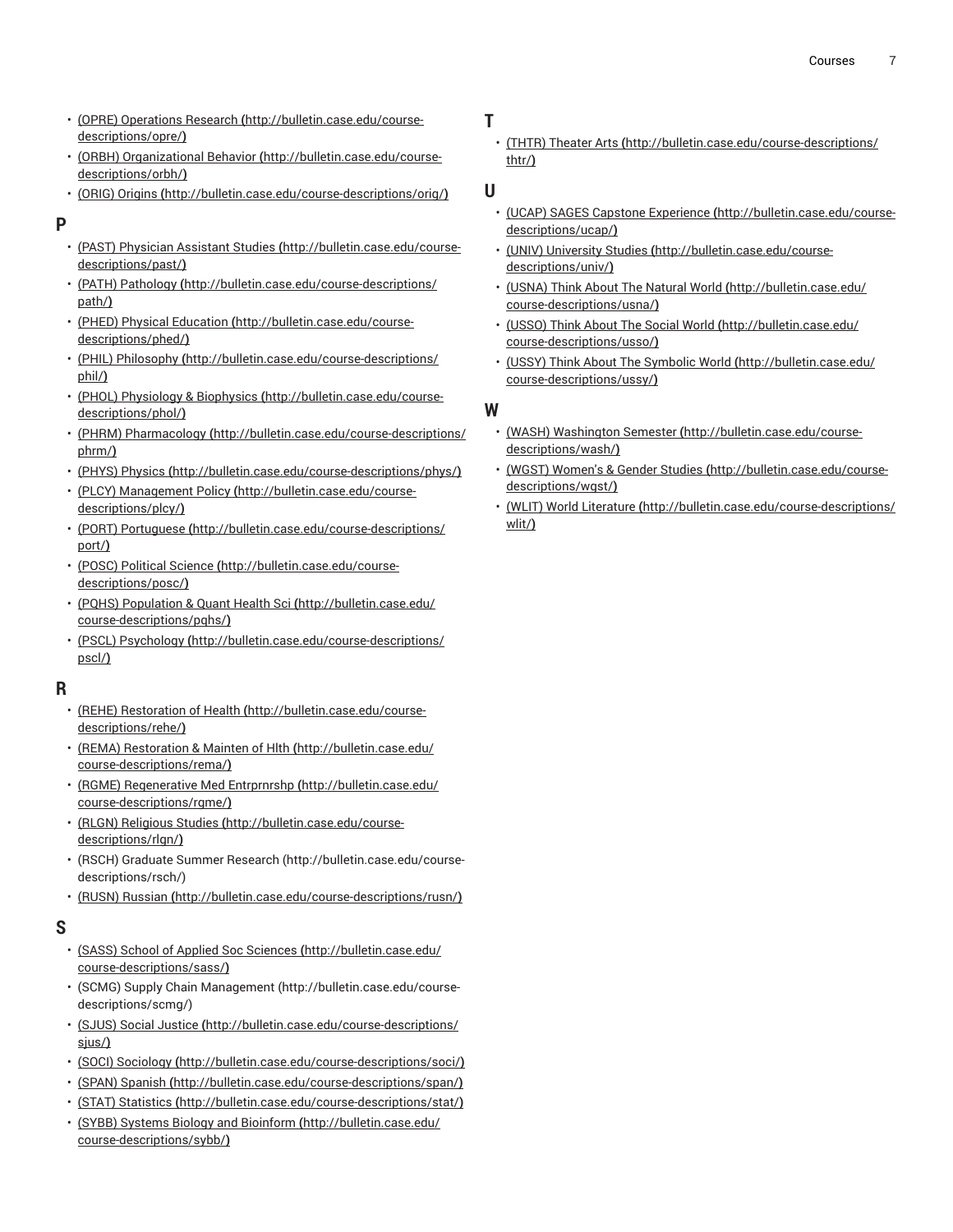- (OPRE) Operations Research (http://bulletin.case.edu/course-descriptions/opre/)
- (ORBH) Organizational Behavior (http://bulletin.case.edu/course-descriptions/orbh/)
- (ORIG) Origins (http://bulletin.case.edu/course-descriptions/orig/)

## P

- (PAST) Physician Assistant Studies (http://bulletin.case.edu/course-descriptions/past/)
- (PATH) Pathology (http://bulletin.case.edu/course-descriptions/path/)
- (PHED) Physical Education (http://bulletin.case.edu/course-descriptions/phed/)
- (PHIL) Philosophy (http://bulletin.case.edu/course-descriptions/phil/)
- (PHOL) Physiology & Biophysics (http://bulletin.case.edu/course-descriptions/phol/)
- (PHRM) Pharmacology (http://bulletin.case.edu/course-descriptions/phrm/)
- (PHYS) Physics (http://bulletin.case.edu/course-descriptions/phys/)
- (PLCY) Management Policy (http://bulletin.case.edu/course-descriptions/plcy/)
- (PORT) Portuguese (http://bulletin.case.edu/course-descriptions/port/)
- (POSC) Political Science (http://bulletin.case.edu/course-descriptions/posc/)
- (PQHS) Population & Quant Health Sci (http://bulletin.case.edu/course-descriptions/pqhs/)
- (PSCL) Psychology (http://bulletin.case.edu/course-descriptions/pscl/)

## R

- (REHE) Restoration of Health (http://bulletin.case.edu/course-descriptions/rehe/)
- (REMA) Restoration & Mainten of Hlth (http://bulletin.case.edu/course-descriptions/rema/)
- (RGME) Regenerative Med Entrprnrshp (http://bulletin.case.edu/course-descriptions/rgme/)
- (RLGN) Religious Studies (http://bulletin.case.edu/course-descriptions/rlgn/)
- (RSCH) Graduate Summer Research (http://bulletin.case.edu/course-descriptions/rsch/)
- (RUSN) Russian (http://bulletin.case.edu/course-descriptions/rusn/)

## S

- (SASS) School of Applied Soc Sciences (http://bulletin.case.edu/course-descriptions/sass/)
- (SCMG) Supply Chain Management (http://bulletin.case.edu/course-descriptions/scmg/)
- (SJUS) Social Justice (http://bulletin.case.edu/course-descriptions/sjus/)
- (SOCI) Sociology (http://bulletin.case.edu/course-descriptions/soci/)
- (SPAN) Spanish (http://bulletin.case.edu/course-descriptions/span/)
- (STAT) Statistics (http://bulletin.case.edu/course-descriptions/stat/)
- (SYBB) Systems Biology and Bioinform (http://bulletin.case.edu/course-descriptions/sybb/)

## T

- (THTR) Theater Arts (http://bulletin.case.edu/course-descriptions/thtr/)

## U

- (UCAP) SAGES Capstone Experience (http://bulletin.case.edu/course-descriptions/ucap/)
- (UNIV) University Studies (http://bulletin.case.edu/course-descriptions/univ/)
- (USNA) Think About The Natural World (http://bulletin.case.edu/course-descriptions/usna/)
- (USSO) Think About The Social World (http://bulletin.case.edu/course-descriptions/usso/)
- (USSY) Think About The Symbolic World (http://bulletin.case.edu/course-descriptions/ussy/)

## W

- (WASH) Washington Semester (http://bulletin.case.edu/course-descriptions/wash/)
- (WGST) Women's & Gender Studies (http://bulletin.case.edu/course-descriptions/wgst/)
- (WLIT) World Literature (http://bulletin.case.edu/course-descriptions/wlit/)